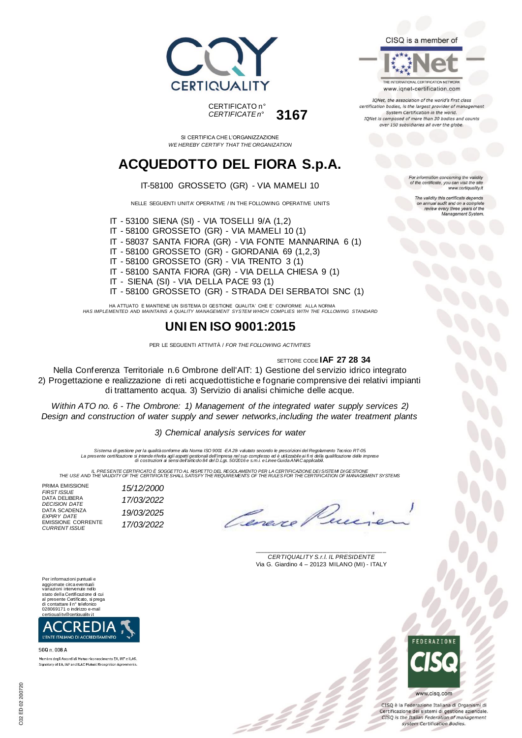CERTIQUALITY

CERTIFICATO n°
*CERTIFICATE n°* **3167**

CISQ is a member of

IQNet — THE INTERNATIONAL CERTIFICATION NETWORK
www.iqnet-certification.com

*IQNet, the association of the world's first class certification bodies, is the largest provider of management System Certification in the world. IQNet is composed of more than 30 bodies and counts over 150 subsidiaries all over the globe.*

SI CERTIFICA CHE L'ORGANIZZAZIONE
*WE HEREBY CERTIFY THAT THE ORGANIZATION*

# ACQUEDOTTO DEL FIORA S.p.A.

IT-58100 GROSSETO (GR) - VIA MAMELI 10

NELLE SEGUENTI UNITA' OPERATIVE / IN THE FOLLOWING OPERATIVE UNITS

IT - 53100 SIENA (SI) - VIA TOSELLI 9/A (1,2)
IT - 58100 GROSSETO (GR) - VIA MAMELI 10 (1)
IT - 58037 SANTA FIORA (GR) - VIA FONTE MANNARINA 6 (1)
IT - 58100 GROSSETO (GR) - GIORDANIA 69 (1,2,3)
IT - 58100 GROSSETO (GR) - VIA TRENTO 3 (1)
IT - 58100 SANTA FIORA (GR) - VIA DELLA CHIESA 9 (1)
IT - SIENA (SI) - VIA DELLA PACE 93 (1)
IT - 58100 GROSSETO (GR) - STRADA DEI SERBATOI SNC (1)

*For information concerning the validity of the certificate, you can visit the site www.certiquality.it*

*The validity this certificate depends on annual audit and on a complete review every three years of the Management System.*

HA ATTUATO E MANTIENE UN SISTEMA DI GESTIONE QUALITA' CHE E' CONFORME ALLA NORMA
*HAS IMPLEMENTED AND MAINTAINS A QUALITY MANAGEMENT SYSTEM WHICH COMPLIES WITH THE FOLLOWING STANDARD*

## UNI EN ISO 9001:2015

PER LE SEGUENTI ATTIVITÀ / *FOR THE FOLLOWING ACTIVITIES*

SETTORE CODE **IAF 27 28 34**

Nella Conferenza Territoriale n.6 Ombrone dell'AIT: 1) Gestione del servizio idrico integrato 2) Progettazione e realizzazione di reti acquedottistiche e fognarie comprensive dei relativi impianti di trattamento acqua. 3) Servizio di analisi chimiche delle acque.

*Within ATO no. 6 - The Ombrone: 1) Management of the integrated water supply services 2) Design and construction of water supply and sewer networks,including the water treatment plants*

*3) Chemical analysis services for water*

*Sistema di gestione per la qualità conforme alla Norma ISO 9001 -EA 28- valutato secondo le prescrizioni del Regolamento Tecnico RT-05. La presente certificazione si intende riferita agli aspetti gestionali dell'impresa nel suo complesso ed è utilizzabile ai fini della qualificazione delle imprese di costruzioni ai sensi dell'articolo 84 del D.Lgs. 50/2016 e s.m.i. e Linee Guida ANAC applicabili.*

*IL PRESENTE CERTIFICATO È SOGGETTO AL RISPETTO DEL REGOLAMENTO PER LA CERTIFICAZIONE DEI SISTEMI DI GESTIONE*
*THE USE AND THE VALIDITY OF THE CERTIFICATE SHALL SATISFY THE REQUIREMENTS OF THE RULES FOR THE CERTIFICATION OF MANAGEMENT SYSTEMS*

| | |
|---|---|
| PRIMA EMISSIONE / *FIRST ISSUE* | *15/12/2000* |
| DATA DELIBERA / *DECISION DATE* | *17/03/2022* |
| DATA SCADENZA / *EXPIRY DATE* | *19/03/2025* |
| EMISSIONE CORRENTE / *CURRENT ISSUE* | *17/03/2022* |

*CERTIQUALITY S.r.l. IL PRESIDENTE*
Via G. Giardino 4 – 20123 MILANO (MI) - ITALY

Per informazioni puntuali e aggiornate circa eventuali variazioni intervenute nello stato della Certificazione di cui al presente Certificato, si prega di contattare il n° telefonico 028069171 o indirizzo e-mail certiquality@certiquality.it

ACCREDIA — L'ENTE ITALIANO DI ACCREDITAMENTO

SGQ n. 008 A

Membro degli Accordi di Mutuo riconoscimento EA, IAF e ILAC.
Signatory of EA, IAF and ILAC Mutual Recognition Agreements.

FEDERAZIONE CISQ
www.cisq.com

CISQ è la Federazione Italiana di Organismi di Certificazione dei sistemi di gestione aziendale.
*CISQ is the Italian Federation of management system Certification Bodies.*

C02 ED 02 200720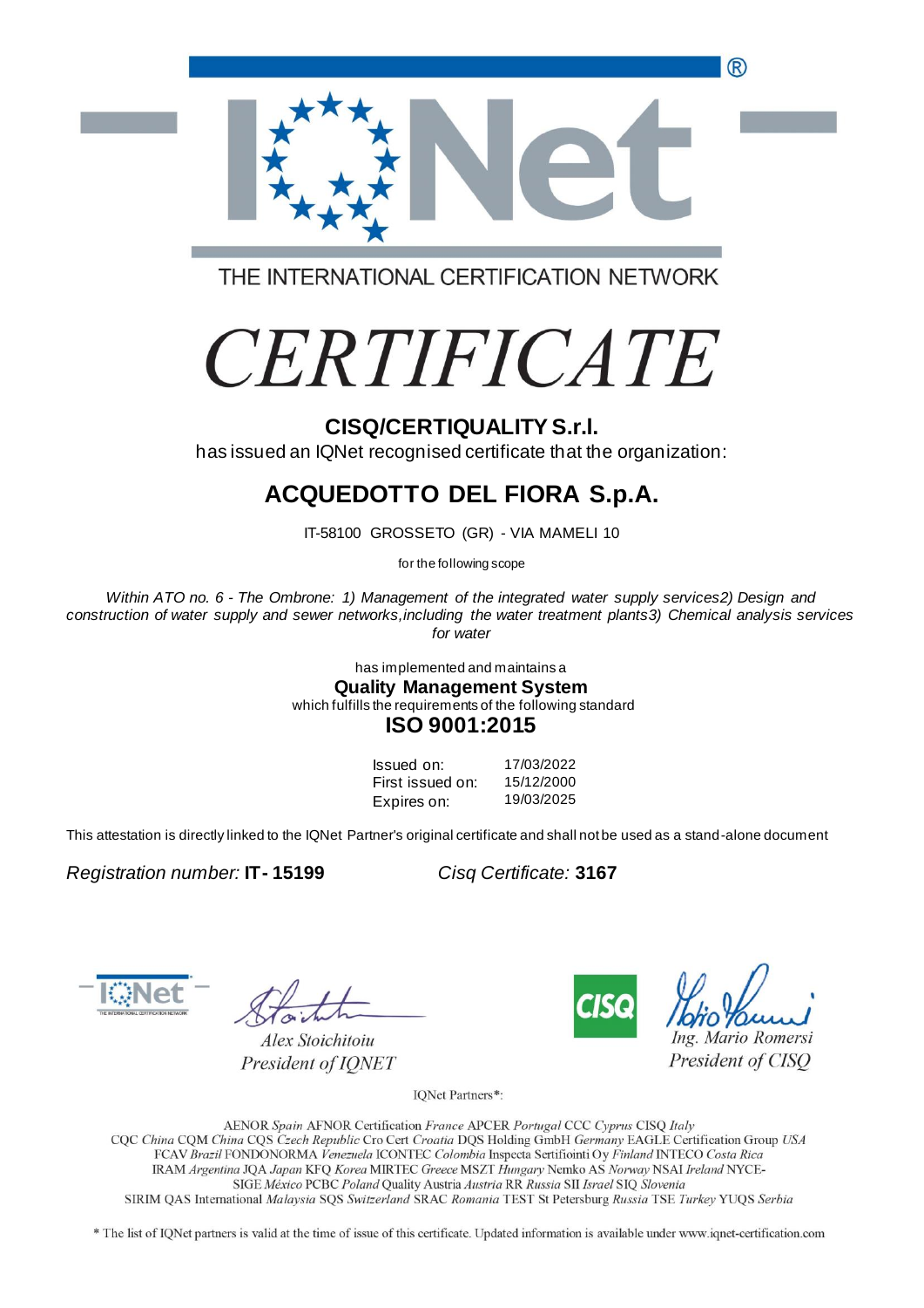THE INTERNATIONAL CERTIFICATION NETWORK

# CERTIFICATE

## CISQ/CERTIQUALITY S.r.l.

has issued an IQNet recognised certificate that the organization:

## ACQUEDOTTO DEL FIORA S.p.A.

IT-58100 GROSSETO (GR) - VIA MAMELI 10

for the following scope

*Within ATO no. 6 - The Ombrone: 1) Management of the integrated water supply services2) Design and construction of water supply and sewer networks,including the water treatment plants3) Chemical analysis services for water*

has implemented and maintains a

**Quality Management System**

which fulfills the requirements of the following standard

**ISO 9001:2015**

| | |
|---|---|
| Issued on: | 17/03/2022 |
| First issued on: | 15/12/2000 |
| Expires on: | 19/03/2025 |

This attestation is directly linked to the IQNet Partner's original certificate and shall not be used as a stand-alone document

*Registration number:* **IT- 15199** *Cisq Certificate:* **3167**

*Alex Stoichitoiu*
*President of IQNET*

*Ing. Mario Romersi*
*President of CISQ*

IQNet Partners*:

AENOR *Spain* AFNOR Certification *France* APCER *Portugal* CCC *Cyprus* CISQ *Italy*
CQC *China* CQM *China* CQS *Czech Republic* Cro Cert *Croatia* DQS Holding GmbH *Germany* EAGLE Certification Group *USA*
FCAV *Brazil* FONDONORMA *Venezuela* ICONTEC *Colombia* Inspecta Sertifiointi Oy *Finland* INTECO *Costa Rica*
IRAM *Argentina* JQA *Japan* KFQ *Korea* MIRTEC *Greece* MSZT *Hungary* Nemko AS *Norway* NSAI *Ireland* NYCE-SIGE *México* PCBC *Poland* Quality Austria *Austria* RR *Russia* SII *Israel* SIQ *Slovenia*
SIRIM QAS International *Malaysia* SQS *Switzerland* SRAC *Romania* TEST St Petersburg *Russia* TSE *Turkey* YUQS *Serbia*

* The list of IQNet partners is valid at the time of issue of this certificate. Updated information is available under www.iqnet-certification.com